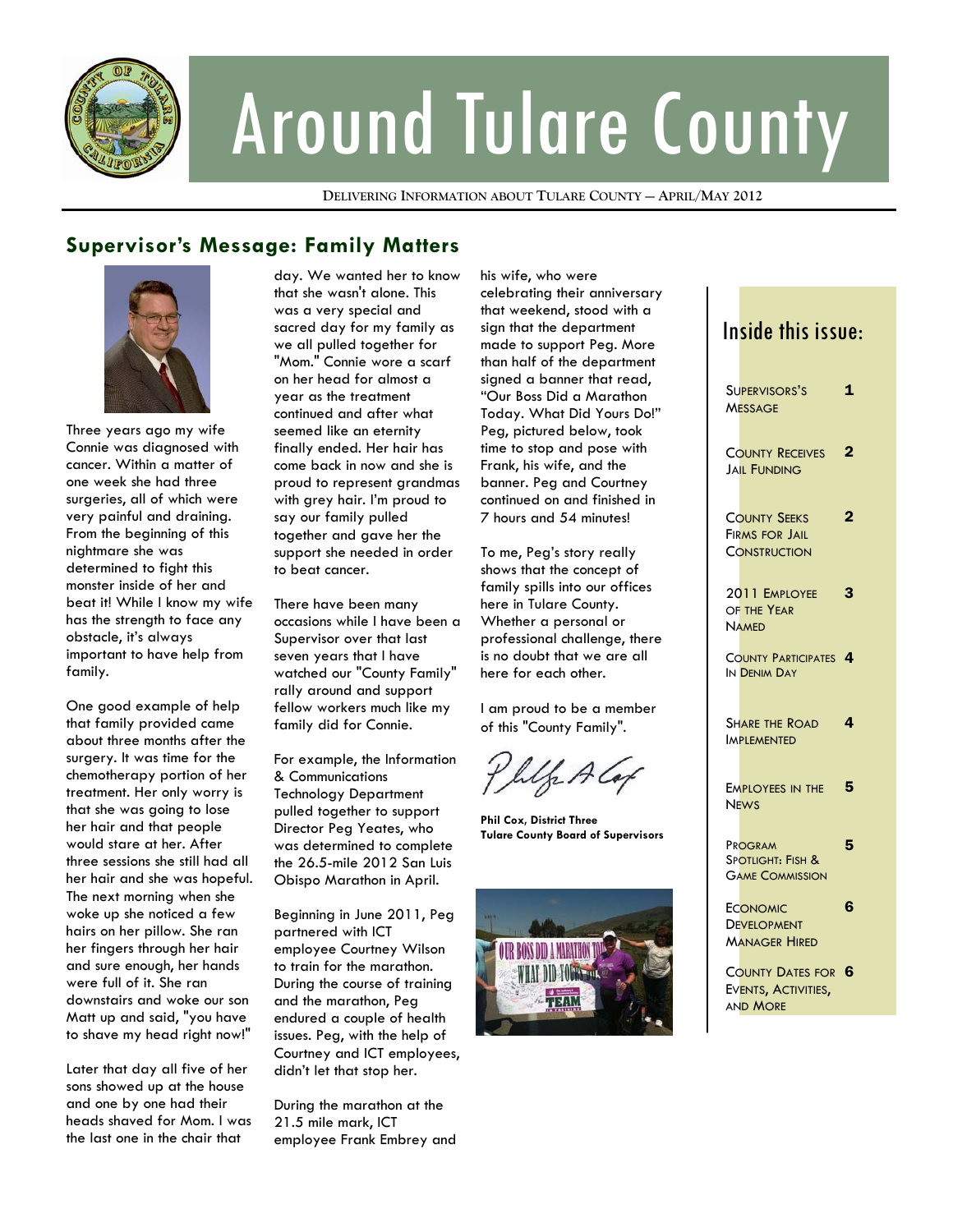# Around Tulare County

DELIVERING INFORMATION ABOUT TULARE COUNTY — APRIL/MAY 2012

## Supervisor's Message: Family Matters

Three years ago my wife Connie was diagnosed with cancer. Within a matter of one week she had three surgeries, all of which were very painful and draining. From the beginning of this nightmare she was determined to fight this monster inside of her and beat it! While I know my wife has the strength to face any obstacle, it's always important to have help from family.

One good example of help that family provided came about three months after the surgery. It was time for the chemotherapy portion of her treatment. Her only worry is that she was going to lose her hair and that people would stare at her. After three sessions she still had all her hair and she was hopeful. The next morning when she woke up she noticed a few hairs on her pillow. She ran her fingers through her hair and sure enough, her hands were full of it. She ran downstairs and woke our son Matt up and said, "you have to shave my head right now!"

Later that day all five of her sons showed up at the house and one by one had their heads shaved for Mom. I was the last one in the chair that day. We wanted her to know that she wasn't alone. This was a very special and sacred day for my family as we all pulled together for "Mom." Connie wore a scarf on her head for almost a year as the treatment continued and after what seemed like an eternity finally ended. Her hair has come back in now and she is proud to represent grandmas with grey hair. I'm proud to say our family pulled together and gave her the support she needed in order to beat cancer.

There have been many occasions while I have been a Supervisor over that last seven years that I have watched our "County Family" rally around and support fellow workers much like my family did for Connie.

For example, the Information & Communications Technology Department pulled together to support Director Peg Yeates, who was determined to complete the 26.5-mile 2012 San Luis Obispo Marathon in April.

Beginning in June 2011, Peg partnered with ICT employee Courtney Wilson to train for the marathon. During the course of training and the marathon, Peg endured a couple of health issues. Peg, with the help of Courtney and ICT employees, didn't let that stop her.

During the marathon at the 21.5 mile mark, ICT employee Frank Embrey and his wife, who were celebrating their anniversary that weekend, stood with a sign that the department made to support Peg. More than half of the department signed a banner that read, "Our Boss Did a Marathon Today. What Did Yours Do!" Peg, pictured below, took time to stop and pose with Frank, his wife, and the banner. Peg and Courtney continued on and finished in 7 hours and 54 minutes!

To me, Peg's story really shows that the concept of family spills into our offices here in Tulare County. Whether a personal or professional challenge, there is no doubt that we are all here for each other.

I am proud to be a member of this "County Family".

**Phil Cox, District Three**
**Tulare County Board of Supervisors**

### Inside this issue:

| | |
|---|---|
| Supervisors's Message | 1 |
| County Receives Jail Funding | 2 |
| County Seeks Firms for Jail Construction | 2 |
| 2011 Employee of the Year Named | 3 |
| County Participates In Denim Day | 4 |
| Share the Road Implemented | 4 |
| Employees in the News | 5 |
| Program Spotlight: Fish & Game Commission | 5 |
| Economic Development Manager Hired | 6 |
| County Dates for Events, Activities, and More | 6 |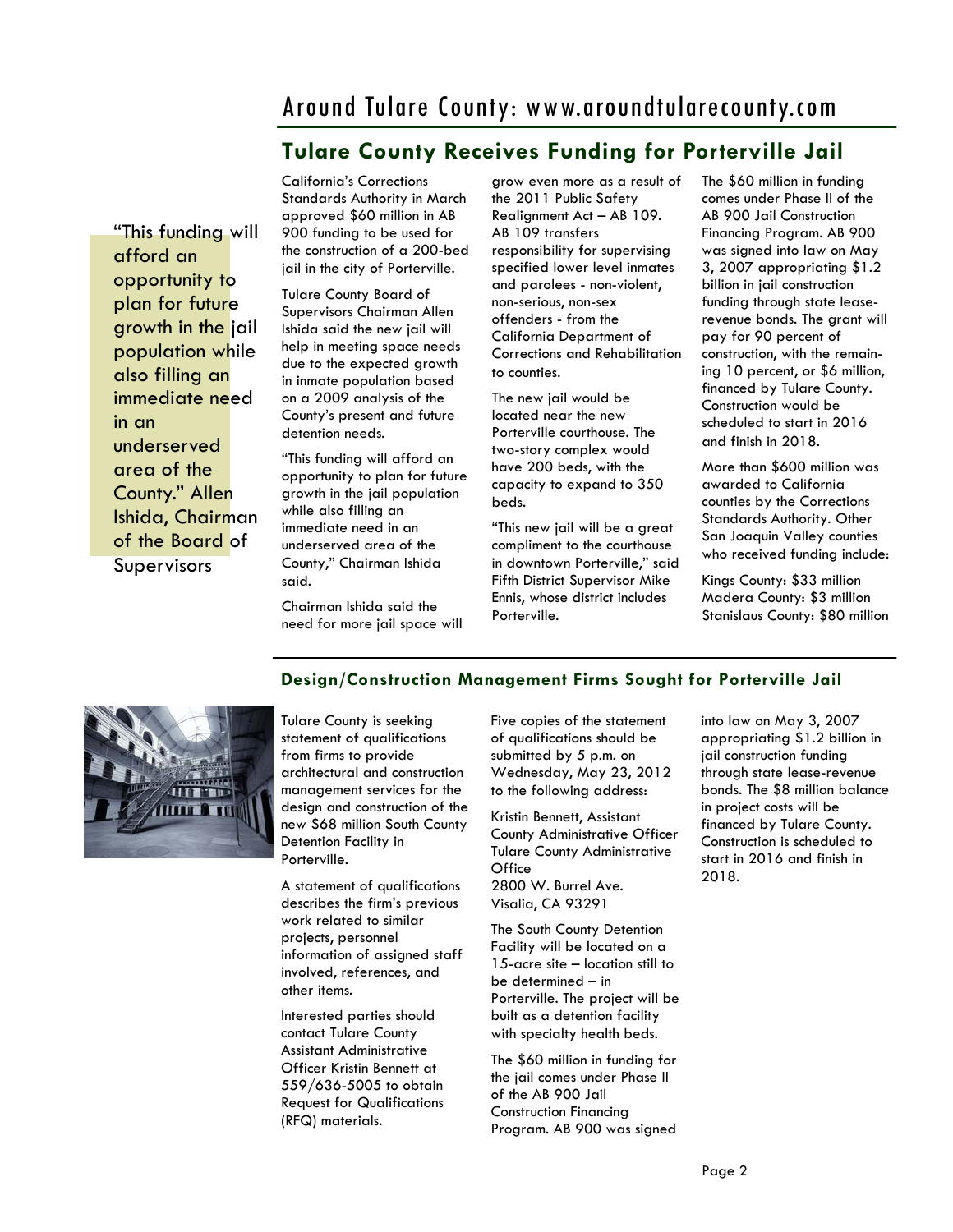## Tulare County Receives Funding for Porterville Jail

> "This funding will afford an opportunity to plan for future growth in the jail population while also filling an immediate need in an underserved area of the County." Allen Ishida, Chairman of the Board of Supervisors

California's Corrections Standards Authority in March approved $60 million in AB 900 funding to be used for the construction of a 200-bed jail in the city of Porterville.

Tulare County Board of Supervisors Chairman Allen Ishida said the new jail will help in meeting space needs due to the expected growth in inmate population based on a 2009 analysis of the County's present and future detention needs.

"This funding will afford an opportunity to plan for future growth in the jail population while also filling an immediate need in an underserved area of the County," Chairman Ishida said.

Chairman Ishida said the need for more jail space will grow even more as a result of the 2011 Public Safety Realignment Act – AB 109. AB 109 transfers responsibility for supervising specified lower level inmates and parolees - non-violent, non-serious, non-sex offenders - from the California Department of Corrections and Rehabilitation to counties.

The new jail would be located near the new Porterville courthouse. The two-story complex would have 200 beds, with the capacity to expand to 350 beds.

"This new jail will be a great compliment to the courthouse in downtown Porterville," said Fifth District Supervisor Mike Ennis, whose district includes Porterville.

The $60 million in funding comes under Phase II of the AB 900 Jail Construction Financing Program. AB 900 was signed into law on May 3, 2007 appropriating $1.2 billion in jail construction funding through state lease-revenue bonds. The grant will pay for 90 percent of construction, with the remaining 10 percent, or $6 million, financed by Tulare County. Construction would be scheduled to start in 2016 and finish in 2018.

More than $600 million was awarded to California counties by the Corrections Standards Authority. Other San Joaquin Valley counties who received funding include:

Kings County: $33 million
Madera County: $3 million
Stanislaus County: $80 million

### Design/Construction Management Firms Sought for Porterville Jail

Tulare County is seeking statement of qualifications from firms to provide architectural and construction management services for the design and construction of the new $68 million South County Detention Facility in Porterville.

A statement of qualifications describes the firm's previous work related to similar projects, personnel information of assigned staff involved, references, and other items.

Interested parties should contact Tulare County Assistant Administrative Officer Kristin Bennett at 559/636-5005 to obtain Request for Qualifications (RFQ) materials.

Five copies of the statement of qualifications should be submitted by 5 p.m. on Wednesday, May 23, 2012 to the following address:

Kristin Bennett, Assistant County Administrative Officer
Tulare County Administrative Office
2800 W. Burrel Ave.
Visalia, CA 93291

The South County Detention Facility will be located on a 15-acre site – location still to be determined – in Porterville. The project will be built as a detention facility with specialty health beds.

The $60 million in funding for the jail comes under Phase II of the AB 900 Jail Construction Financing Program. AB 900 was signed into law on May 3, 2007 appropriating $1.2 billion in jail construction funding through state lease-revenue bonds. The $8 million balance in project costs will be financed by Tulare County. Construction is scheduled to start in 2016 and finish in 2018.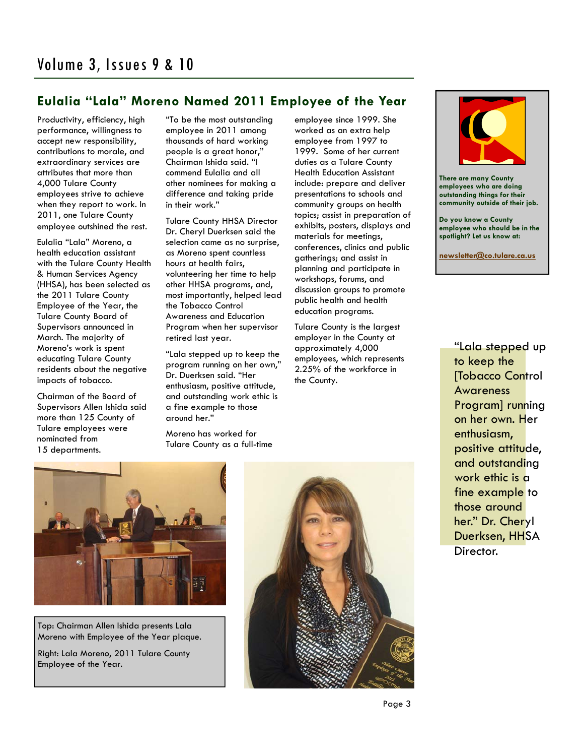## Eulalia "Lala" Moreno Named 2011 Employee of the Year

Productivity, efficiency, high performance, willingness to accept new responsibility, contributions to morale, and extraordinary services are attributes that more than 4,000 Tulare County employees strive to achieve when they report to work. In 2011, one Tulare County employee outshined the rest.

Eulalia "Lala" Moreno, a health education assistant with the Tulare County Health & Human Services Agency (HHSA), has been selected as the 2011 Tulare County Employee of the Year, the Tulare County Board of Supervisors announced in March. The majority of Moreno's work is spent educating Tulare County residents about the negative impacts of tobacco.

Chairman of the Board of Supervisors Allen Ishida said more than 125 County of Tulare employees were nominated from 15 departments.

"To be the most outstanding employee in 2011 among thousands of hard working people is a great honor," Chairman Ishida said. "I commend Eulalia and all other nominees for making a difference and taking pride in their work."

Tulare County HHSA Director Dr. Cheryl Duerksen said the selection came as no surprise, as Moreno spent countless hours at health fairs, volunteering her time to help other HHSA programs, and, most importantly, helped lead the Tobacco Control Awareness and Education Program when her supervisor retired last year.

"Lala stepped up to keep the program running on her own," Dr. Duerksen said. "Her enthusiasm, positive attitude, and outstanding work ethic is a fine example to those around her."

Moreno has worked for Tulare County as a full-time employee since 1999. She worked as an extra help employee from 1997 to 1999. Some of her current duties as a Tulare County Health Education Assistant include: prepare and deliver presentations to schools and community groups on health topics; assist in preparation of exhibits, posters, displays and materials for meetings, conferences, clinics and public gatherings; and assist in planning and participate in workshops, forums, and discussion groups to promote public health and health education programs.

Tulare County is the largest employer in the County at approximately 4,000 employees, which represents 2.25% of the workforce in the County.

Top: Chairman Allen Ishida presents Lala Moreno with Employee of the Year plaque.

Right: Lala Moreno, 2011 Tulare County Employee of the Year.

**There are many County employees who are doing outstanding things for their community outside of their job.**

**Do you know a County employee who should be in the spotlight? Let us know at:**

**newsletter@co.tulare.ca.us**

"Lala stepped up to keep the [Tobacco Control Awareness Program] running on her own. Her enthusiasm, positive attitude, and outstanding work ethic is a fine example to those around her." Dr. Cheryl Duerksen, HHSA Director.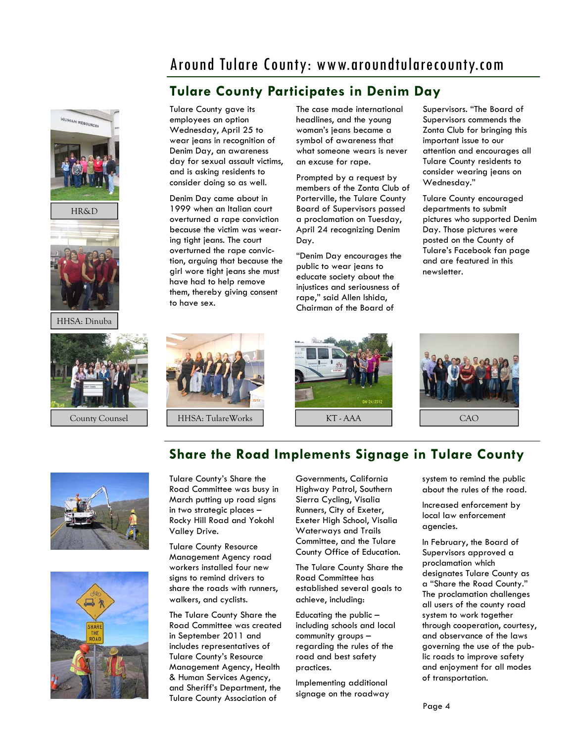# Around Tulare County: www.aroundtularecounty.com

## Tulare County Participates in Denim Day

Tulare County gave its employees an option Wednesday, April 25 to wear jeans in recognition of Denim Day, an awareness day for sexual assault victims, and is asking residents to consider doing so as well.

Denim Day came about in 1999 when an Italian court overturned a rape conviction because the victim was wearing tight jeans. The court overturned the rape conviction, arguing that because the girl wore tight jeans she must have had to help remove them, thereby giving consent to have sex.

The case made international headlines, and the young woman's jeans became a symbol of awareness that what someone wears is never an excuse for rape.

Prompted by a request by members of the Zonta Club of Porterville, the Tulare County Board of Supervisors passed a proclamation on Tuesday, April 24 recognizing Denim Day.

"Denim Day encourages the public to wear jeans to educate society about the injustices and seriousness of rape," said Allen Ishida, Chairman of the Board of Supervisors. "The Board of Supervisors commends the Zonta Club for bringing this important issue to our attention and encourages all Tulare County residents to consider wearing jeans on Wednesday."

Tulare County encouraged departments to submit pictures who supported Denim Day. Those pictures were posted on the County of Tulare's Facebook fan page and are featured in this newsletter.

HR&D

HHSA: Dinuba

County Counsel

HHSA: TulareWorks

KT - AAA

CAO

## Share the Road Implements Signage in Tulare County

Tulare County's Share the Road Committee was busy in March putting up road signs in two strategic places – Rocky Hill Road and Yokohl Valley Drive.

Tulare County Resource Management Agency road workers installed four new signs to remind drivers to share the roads with runners, walkers, and cyclists.

The Tulare County Share the Road Committee was created in September 2011 and includes representatives of Tulare County's Resource Management Agency, Health & Human Services Agency, and Sheriff's Department, the Tulare County Association of Governments, California Highway Patrol, Southern Sierra Cycling, Visalia Runners, City of Exeter, Exeter High School, Visalia Waterways and Trails Committee, and the Tulare County Office of Education.

The Tulare County Share the Road Committee has established several goals to achieve, including:

Educating the public – including schools and local community groups – regarding the rules of the road and best safety practices.

Implementing additional signage on the roadway system to remind the public about the rules of the road.

Increased enforcement by local law enforcement agencies.

In February, the Board of Supervisors approved a proclamation which designates Tulare County as a "Share the Road County." The proclamation challenges all users of the county road system to work together through cooperation, courtesy, and observance of the laws governing the use of the public roads to improve safety and enjoyment for all modes of transportation.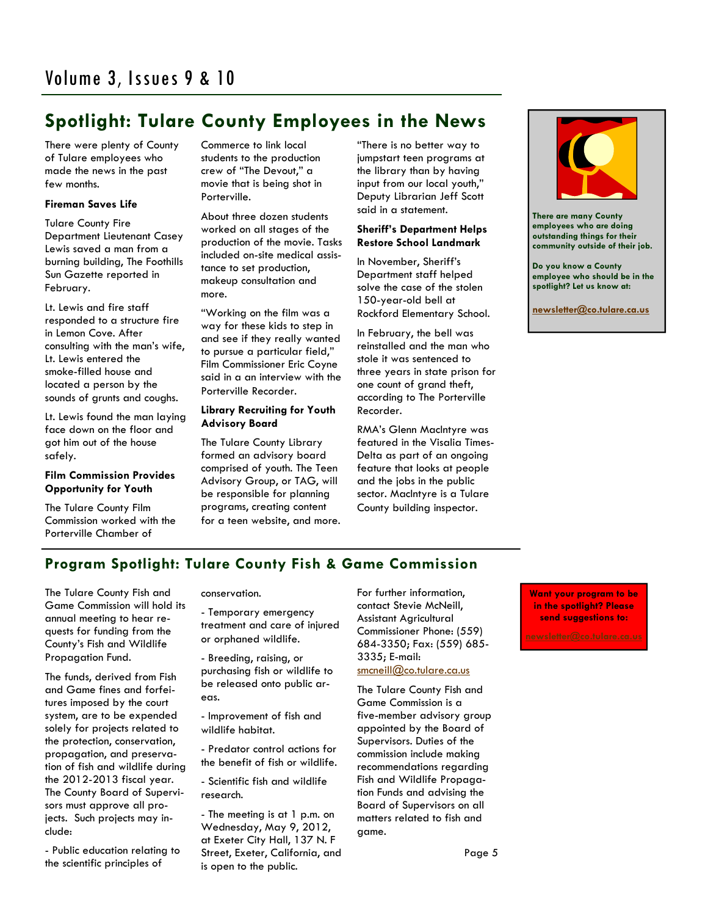## Spotlight: Tulare County Employees in the News

There were plenty of County of Tulare employees who made the news in the past few months.

**Fireman Saves Life**

Tulare County Fire Department Lieutenant Casey Lewis saved a man from a burning building, The Foothills Sun Gazette reported in February.

Lt. Lewis and fire staff responded to a structure fire in Lemon Cove. After consulting with the man's wife, Lt. Lewis entered the smoke-filled house and located a person by the sounds of grunts and coughs.

Lt. Lewis found the man laying face down on the floor and got him out of the house safely.

**Film Commission Provides Opportunity for Youth**

The Tulare County Film Commission worked with the Porterville Chamber of Commerce to link local students to the production crew of "The Devout," a movie that is being shot in Porterville.

About three dozen students worked on all stages of the production of the movie. Tasks included on-site medical assistance to set production, makeup consultation and more.

"Working on the film was a way for these kids to step in and see if they really wanted to pursue a particular field," Film Commissioner Eric Coyne said in a an interview with the Porterville Recorder.

**Library Recruiting for Youth Advisory Board**

The Tulare County Library formed an advisory board comprised of youth. The Teen Advisory Group, or TAG, will be responsible for planning programs, creating content for a teen website, and more.

"There is no better way to jumpstart teen programs at the library than by having input from our local youth," Deputy Librarian Jeff Scott said in a statement.

**Sheriff's Department Helps Restore School Landmark**

In November, Sheriff's Department staff helped solve the case of the stolen 150-year-old bell at Rockford Elementary School.

In February, the bell was reinstalled and the man who stole it was sentenced to three years in state prison for one count of grand theft, according to The Porterville Recorder.

RMA's Glenn MacIntyre was featured in the Visalia Times-Delta as part of an ongoing feature that looks at people and the jobs in the public sector. MacIntyre is a Tulare County building inspector.

**There are many County employees who are doing outstanding things for their community outside of their job.**

**Do you know a County employee who should be in the spotlight? Let us know at:**

**newsletter@co.tulare.ca.us**

## Program Spotlight: Tulare County Fish & Game Commission

The Tulare County Fish and Game Commission will hold its annual meeting to hear requests for funding from the County's Fish and Wildlife Propagation Fund.

The funds, derived from Fish and Game fines and forfeitures imposed by the court system, are to be expended solely for projects related to the protection, conservation, propagation, and preservation of fish and wildlife during the 2012-2013 fiscal year. The County Board of Supervisors must approve all projects. Such projects may include:

- Public education relating to the scientific principles of conservation.
- Temporary emergency treatment and care of injured or orphaned wildlife.
- Breeding, raising, or purchasing fish or wildlife to be released onto public areas.
- Improvement of fish and wildlife habitat.
- Predator control actions for the benefit of fish or wildlife.
- Scientific fish and wildlife research.
- The meeting is at 1 p.m. on Wednesday, May 9, 2012, at Exeter City Hall, 137 N. F Street, Exeter, California, and is open to the public.

For further information, contact Stevie McNeill, Assistant Agricultural Commissioner Phone: (559) 684-3350; Fax: (559) 685-3335; E-mail: smcneill@co.tulare.ca.us

The Tulare County Fish and Game Commission is a five-member advisory group appointed by the Board of Supervisors. Duties of the commission include making recommendations regarding Fish and Wildlife Propagation Funds and advising the Board of Supervisors on all matters related to fish and game.

**Want your program to be in the spotlight? Please send suggestions to:**

newsletter@co.tulare.ca.us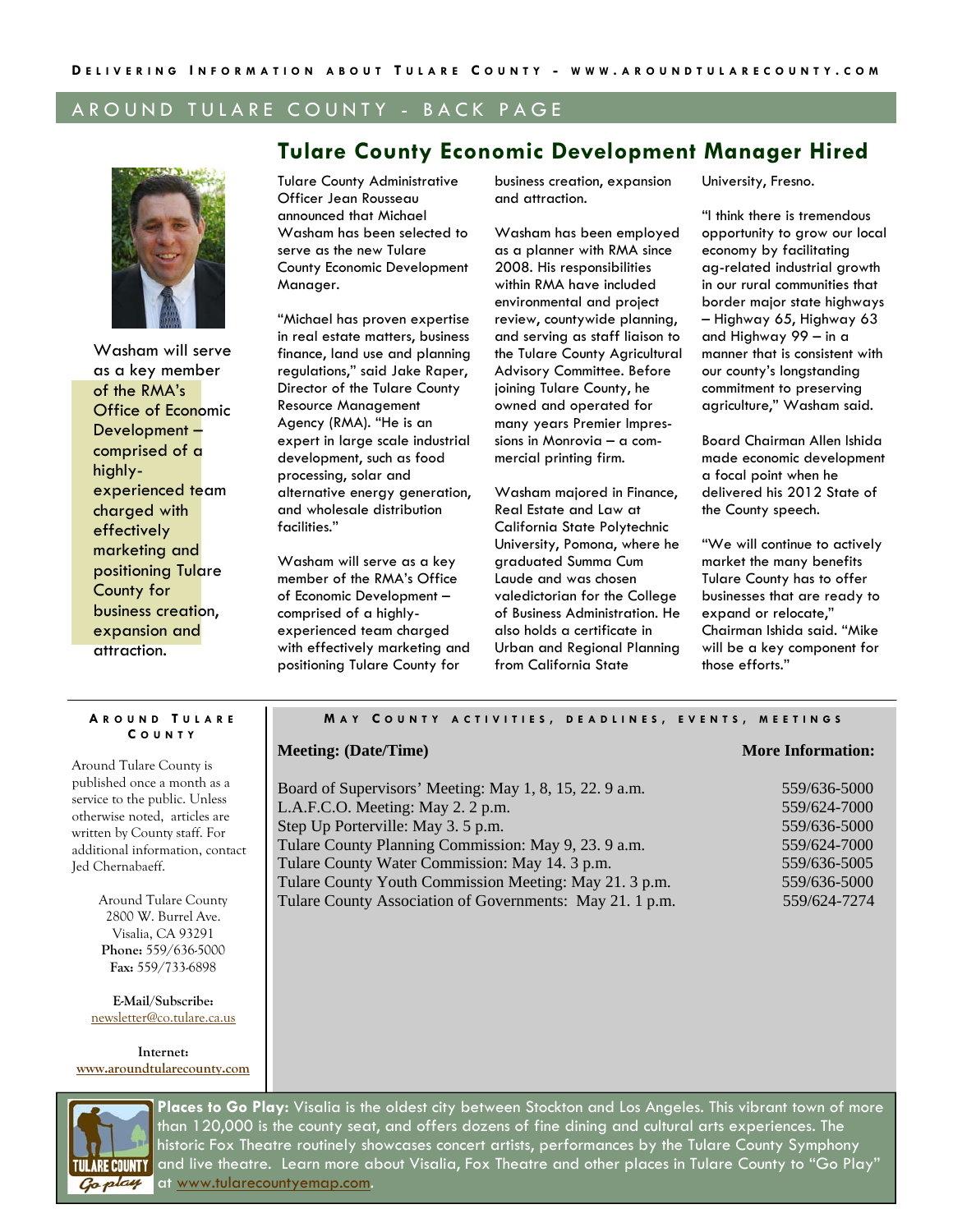## AROUND TULARE COUNTY - BACK PAGE

# Tulare County Economic Development Manager Hired

Washam will serve as a key member of the RMA's Office of Economic Development – comprised of a highly-experienced team charged with effectively marketing and positioning Tulare County for business creation, expansion and attraction.

Tulare County Administrative Officer Jean Rousseau announced that Michael Washam has been selected to serve as the new Tulare County Economic Development Manager.

"Michael has proven expertise in real estate matters, business finance, land use and planning regulations," said Jake Raper, Director of the Tulare County Resource Management Agency (RMA). "He is an expert in large scale industrial development, such as food processing, solar and alternative energy generation, and wholesale distribution facilities."

Washam will serve as a key member of the RMA's Office of Economic Development – comprised of a highly-experienced team charged with effectively marketing and positioning Tulare County for business creation, expansion and attraction.

Washam has been employed as a planner with RMA since 2008. His responsibilities within RMA have included environmental and project review, countywide planning, and serving as staff liaison to the Tulare County Agricultural Advisory Committee. Before joining Tulare County, he owned and operated for many years Premier Impressions in Monrovia – a commercial printing firm.

Washam majored in Finance, Real Estate and Law at California State Polytechnic University, Pomona, where he graduated Summa Cum Laude and was chosen valedictorian for the College of Business Administration. He also holds a certificate in Urban and Regional Planning from California State University, Fresno.

"I think there is tremendous opportunity to grow our local economy by facilitating ag-related industrial growth in our rural communities that border major state highways – Highway 65, Highway 63 and Highway 99 – in a manner that is consistent with our county's longstanding commitment to preserving agriculture," Washam said.

Board Chairman Allen Ishida made economic development a focal point when he delivered his 2012 State of the County speech.

"We will continue to actively market the many benefits Tulare County has to offer businesses that are ready to expand or relocate," Chairman Ishida said. "Mike will be a key component for those efforts."

### AROUND TULARE COUNTY

Around Tulare County is published once a month as a service to the public. Unless otherwise noted, articles are written by County staff. For additional information, contact Jed Chernabaeff.

Around Tulare County
2800 W. Burrel Ave.
Visalia, CA 93291
**Phone:** 559/636-5000
**Fax:** 559/733-6898

**E-Mail/Subscribe:**
newsletter@co.tulare.ca.us

**Internet:**
www.aroundtularecounty.com

### MAY COUNTY ACTIVITIES, DEADLINES, EVENTS, MEETINGS

| Meeting: (Date/Time) | More Information: |
|---|---|
| Board of Supervisors' Meeting: May 1, 8, 15, 22. 9 a.m. | 559/636-5000 |
| L.A.F.C.O. Meeting: May 2. 2 p.m. | 559/624-7000 |
| Step Up Porterville: May 3. 5 p.m. | 559/636-5000 |
| Tulare County Planning Commission: May 9, 23. 9 a.m. | 559/624-7000 |
| Tulare County Water Commission: May 14. 3 p.m. | 559/636-5005 |
| Tulare County Youth Commission Meeting: May 21. 3 p.m. | 559/636-5000 |
| Tulare County Association of Governments: May 21. 1 p.m. | 559/624-7274 |

**Places to Go Play:** Visalia is the oldest city between Stockton and Los Angeles. This vibrant town of more than 120,000 is the county seat, and offers dozens of fine dining and cultural arts experiences. The historic Fox Theatre routinely showcases concert artists, performances by the Tulare County Symphony and live theatre. Learn more about Visalia, Fox Theatre and other places in Tulare County to "Go Play" at www.tularecountyemap.com.